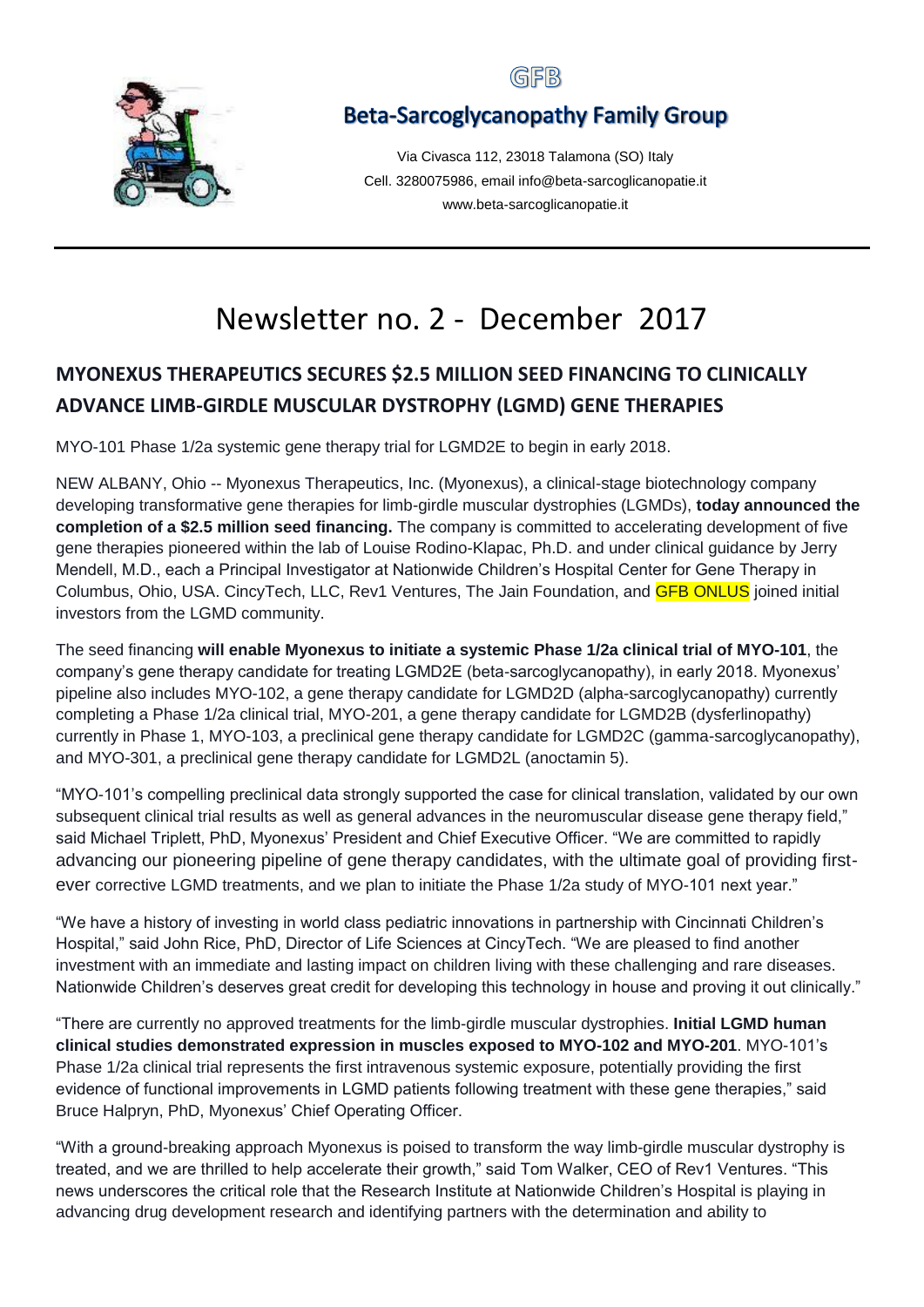GFB

## Beta-Sarcoglycanopathy Family Group

Via Civasca 112, 23018 Talamona (SO) Italy
Cell. 3280075986, email info@beta-sarcoglicanopatie.it
www.beta-sarcoglicanopatie.it

# Newsletter no. 2 - December 2017

## MYONEXUS THERAPEUTICS SECURES $2.5 MILLION SEED FINANCING TO CLINICALLY ADVANCE LIMB-GIRDLE MUSCULAR DYSTROPHY (LGMD) GENE THERAPIES

MYO-101 Phase 1/2a systemic gene therapy trial for LGMD2E to begin in early 2018.

NEW ALBANY, Ohio -- Myonexus Therapeutics, Inc. (Myonexus), a clinical-stage biotechnology company developing transformative gene therapies for limb-girdle muscular dystrophies (LGMDs), **today announced the completion of a $2.5 million seed financing.** The company is committed to accelerating development of five gene therapies pioneered within the lab of Louise Rodino-Klapac, Ph.D. and under clinical guidance by Jerry Mendell, M.D., each a Principal Investigator at Nationwide Children's Hospital Center for Gene Therapy in Columbus, Ohio, USA. CincyTech, LLC, Rev1 Ventures, The Jain Foundation, and GFB ONLUS joined initial investors from the LGMD community.

The seed financing **will enable Myonexus to initiate a systemic Phase 1/2a clinical trial of MYO-101**, the company's gene therapy candidate for treating LGMD2E (beta-sarcoglycanopathy), in early 2018. Myonexus' pipeline also includes MYO-102, a gene therapy candidate for LGMD2D (alpha-sarcoglycanopathy) currently completing a Phase 1/2a clinical trial, MYO-201, a gene therapy candidate for LGMD2B (dysferlinopathy) currently in Phase 1, MYO-103, a preclinical gene therapy candidate for LGMD2C (gamma-sarcoglycanopathy), and MYO-301, a preclinical gene therapy candidate for LGMD2L (anoctamin 5).

"MYO-101's compelling preclinical data strongly supported the case for clinical translation, validated by our own subsequent clinical trial results as well as general advances in the neuromuscular disease gene therapy field," said Michael Triplett, PhD, Myonexus' President and Chief Executive Officer. "We are committed to rapidly advancing our pioneering pipeline of gene therapy candidates, with the ultimate goal of providing first-ever corrective LGMD treatments, and we plan to initiate the Phase 1/2a study of MYO-101 next year."

"We have a history of investing in world class pediatric innovations in partnership with Cincinnati Children's Hospital," said John Rice, PhD, Director of Life Sciences at CincyTech. "We are pleased to find another investment with an immediate and lasting impact on children living with these challenging and rare diseases. Nationwide Children's deserves great credit for developing this technology in house and proving it out clinically."

"There are currently no approved treatments for the limb-girdle muscular dystrophies. **Initial LGMD human clinical studies demonstrated expression in muscles exposed to MYO-102 and MYO-201**. MYO-101's Phase 1/2a clinical trial represents the first intravenous systemic exposure, potentially providing the first evidence of functional improvements in LGMD patients following treatment with these gene therapies," said Bruce Halpryn, PhD, Myonexus' Chief Operating Officer.

"With a ground-breaking approach Myonexus is poised to transform the way limb-girdle muscular dystrophy is treated, and we are thrilled to help accelerate their growth," said Tom Walker, CEO of Rev1 Ventures. "This news underscores the critical role that the Research Institute at Nationwide Children's Hospital is playing in advancing drug development research and identifying partners with the determination and ability to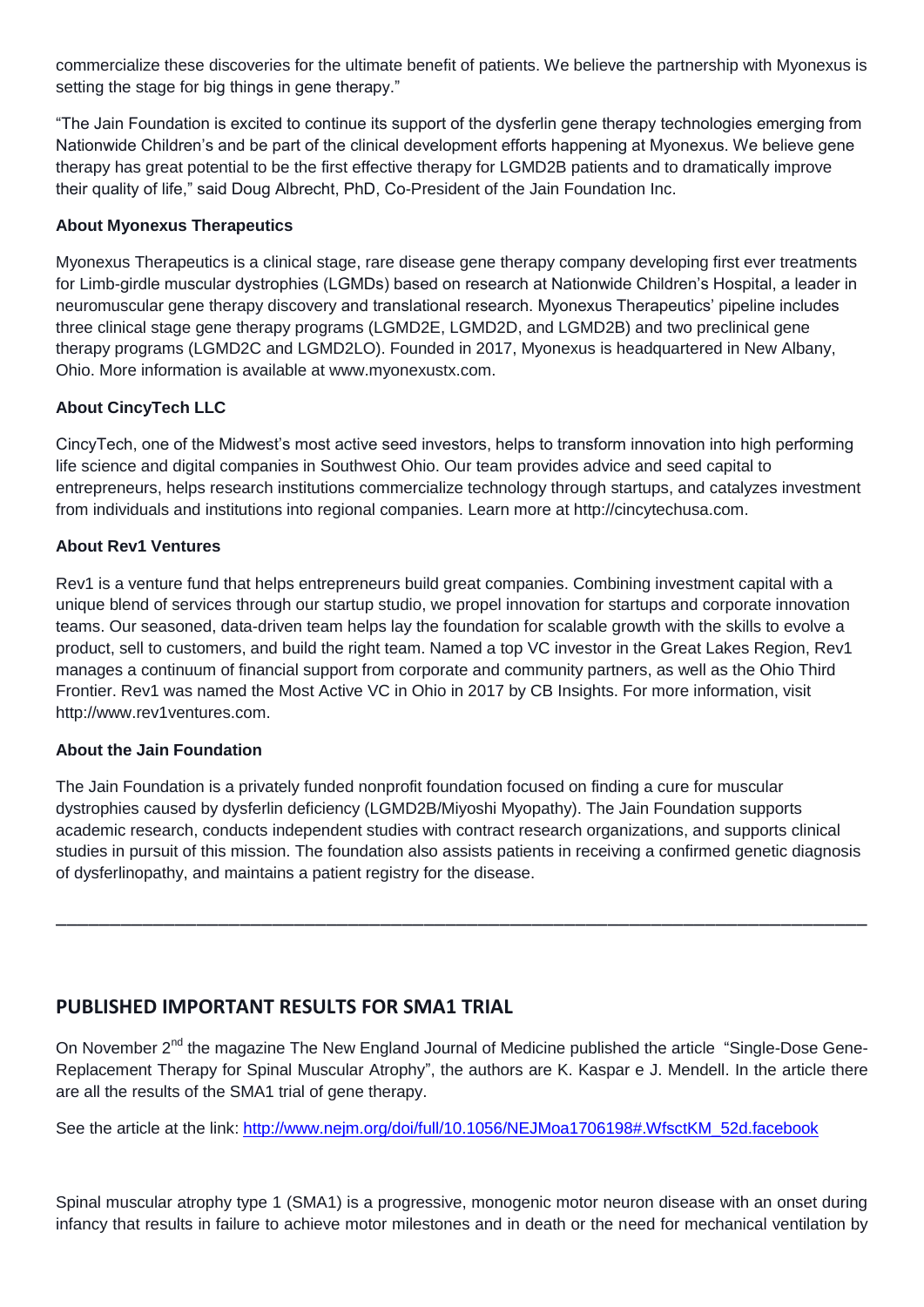commercialize these discoveries for the ultimate benefit of patients. We believe the partnership with Myonexus is setting the stage for big things in gene therapy."

"The Jain Foundation is excited to continue its support of the dysferlin gene therapy technologies emerging from Nationwide Children's and be part of the clinical development efforts happening at Myonexus. We believe gene therapy has great potential to be the first effective therapy for LGMD2B patients and to dramatically improve their quality of life," said Doug Albrecht, PhD, Co-President of the Jain Foundation Inc.

**About Myonexus Therapeutics**

Myonexus Therapeutics is a clinical stage, rare disease gene therapy company developing first ever treatments for Limb-girdle muscular dystrophies (LGMDs) based on research at Nationwide Children's Hospital, a leader in neuromuscular gene therapy discovery and translational research. Myonexus Therapeutics' pipeline includes three clinical stage gene therapy programs (LGMD2E, LGMD2D, and LGMD2B) and two preclinical gene therapy programs (LGMD2C and LGMD2LO). Founded in 2017, Myonexus is headquartered in New Albany, Ohio. More information is available at www.myonexustx.com.

**About CincyTech LLC**

CincyTech, one of the Midwest's most active seed investors, helps to transform innovation into high performing life science and digital companies in Southwest Ohio. Our team provides advice and seed capital to entrepreneurs, helps research institutions commercialize technology through startups, and catalyzes investment from individuals and institutions into regional companies. Learn more at http://cincytechusa.com.

**About Rev1 Ventures**

Rev1 is a venture fund that helps entrepreneurs build great companies. Combining investment capital with a unique blend of services through our startup studio, we propel innovation for startups and corporate innovation teams. Our seasoned, data-driven team helps lay the foundation for scalable growth with the skills to evolve a product, sell to customers, and build the right team. Named a top VC investor in the Great Lakes Region, Rev1 manages a continuum of financial support from corporate and community partners, as well as the Ohio Third Frontier. Rev1 was named the Most Active VC in Ohio in 2017 by CB Insights. For more information, visit http://www.rev1ventures.com.

**About the Jain Foundation**

The Jain Foundation is a privately funded nonprofit foundation focused on finding a cure for muscular dystrophies caused by dysferlin deficiency (LGMD2B/Miyoshi Myopathy). The Jain Foundation supports academic research, conducts independent studies with contract research organizations, and supports clinical studies in pursuit of this mission. The foundation also assists patients in receiving a confirmed genetic diagnosis of dysferlinopathy, and maintains a patient registry for the disease.

---

## PUBLISHED IMPORTANT RESULTS FOR SMA1 TRIAL

On November 2nd the magazine The New England Journal of Medicine published the article "Single-Dose Gene-Replacement Therapy for Spinal Muscular Atrophy", the authors are K. Kaspar e J. Mendell. In the article there are all the results of the SMA1 trial of gene therapy.

See the article at the link: [http://www.nejm.org/doi/full/10.1056/NEJMoa1706198#.WfsctKM_52d.facebook](http://www.nejm.org/doi/full/10.1056/NEJMoa1706198#.WfsctKM_52d.facebook)

Spinal muscular atrophy type 1 (SMA1) is a progressive, monogenic motor neuron disease with an onset during infancy that results in failure to achieve motor milestones and in death or the need for mechanical ventilation by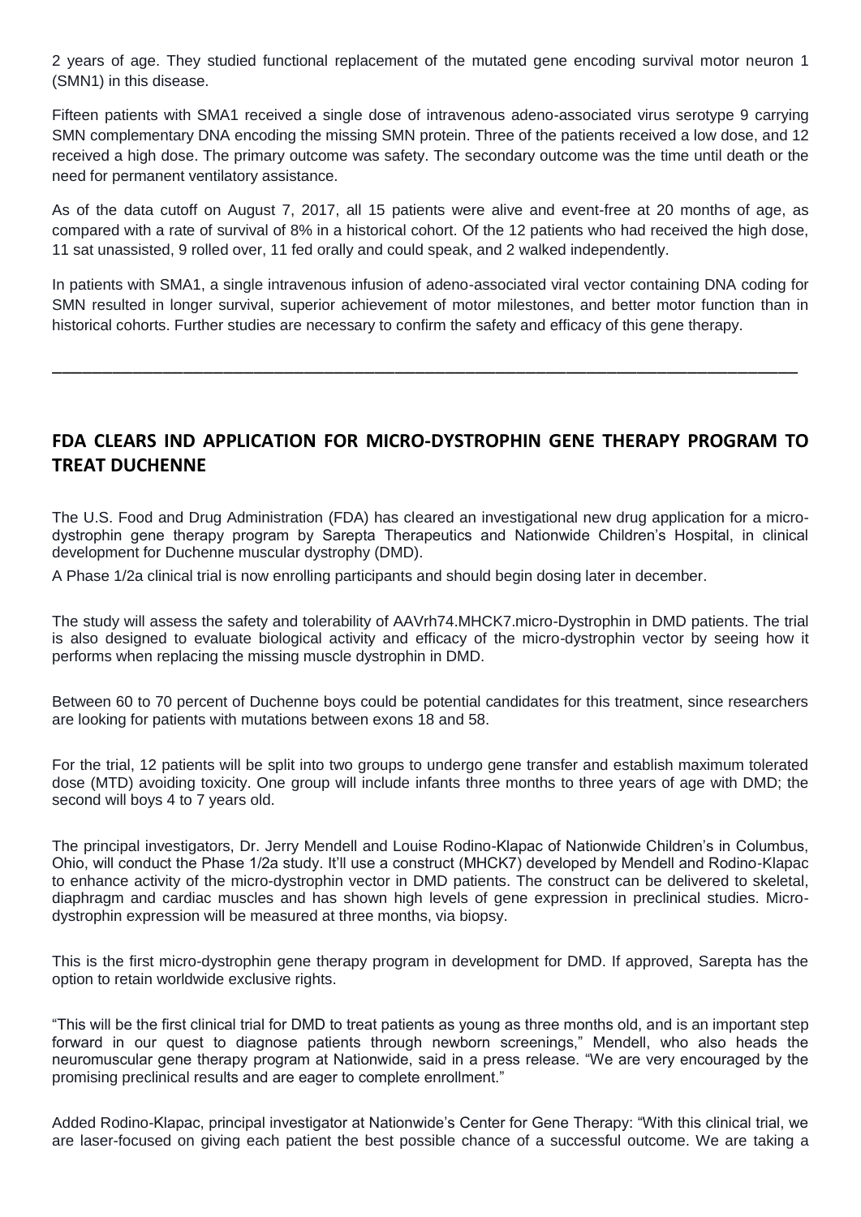2 years of age. They studied functional replacement of the mutated gene encoding survival motor neuron 1 (SMN1) in this disease.

Fifteen patients with SMA1 received a single dose of intravenous adeno-associated virus serotype 9 carrying SMN complementary DNA encoding the missing SMN protein. Three of the patients received a low dose, and 12 received a high dose. The primary outcome was safety. The secondary outcome was the time until death or the need for permanent ventilatory assistance.

As of the data cutoff on August 7, 2017, all 15 patients were alive and event-free at 20 months of age, as compared with a rate of survival of 8% in a historical cohort. Of the 12 patients who had received the high dose, 11 sat unassisted, 9 rolled over, 11 fed orally and could speak, and 2 walked independently.

In patients with SMA1, a single intravenous infusion of adeno-associated viral vector containing DNA coding for SMN resulted in longer survival, superior achievement of motor milestones, and better motor function than in historical cohorts. Further studies are necessary to confirm the safety and efficacy of this gene therapy.

---

## FDA CLEARS IND APPLICATION FOR MICRO-DYSTROPHIN GENE THERAPY PROGRAM TO TREAT DUCHENNE

The U.S. Food and Drug Administration (FDA) has cleared an investigational new drug application for a micro-dystrophin gene therapy program by Sarepta Therapeutics and Nationwide Children's Hospital, in clinical development for Duchenne muscular dystrophy (DMD).

A Phase 1/2a clinical trial is now enrolling participants and should begin dosing later in december.

The study will assess the safety and tolerability of AAVrh74.MHCK7.micro-Dystrophin in DMD patients. The trial is also designed to evaluate biological activity and efficacy of the micro-dystrophin vector by seeing how it performs when replacing the missing muscle dystrophin in DMD.

Between 60 to 70 percent of Duchenne boys could be potential candidates for this treatment, since researchers are looking for patients with mutations between exons 18 and 58.

For the trial, 12 patients will be split into two groups to undergo gene transfer and establish maximum tolerated dose (MTD) avoiding toxicity. One group will include infants three months to three years of age with DMD; the second will boys 4 to 7 years old.

The principal investigators, Dr. Jerry Mendell and Louise Rodino-Klapac of Nationwide Children's in Columbus, Ohio, will conduct the Phase 1/2a study. It'll use a construct (MHCK7) developed by Mendell and Rodino-Klapac to enhance activity of the micro-dystrophin vector in DMD patients. The construct can be delivered to skeletal, diaphragm and cardiac muscles and has shown high levels of gene expression in preclinical studies. Micro-dystrophin expression will be measured at three months, via biopsy.

This is the first micro-dystrophin gene therapy program in development for DMD. If approved, Sarepta has the option to retain worldwide exclusive rights.

"This will be the first clinical trial for DMD to treat patients as young as three months old, and is an important step forward in our quest to diagnose patients through newborn screenings," Mendell, who also heads the neuromuscular gene therapy program at Nationwide, said in a press release. "We are very encouraged by the promising preclinical results and are eager to complete enrollment."

Added Rodino-Klapac, principal investigator at Nationwide's Center for Gene Therapy: "With this clinical trial, we are laser-focused on giving each patient the best possible chance of a successful outcome. We are taking a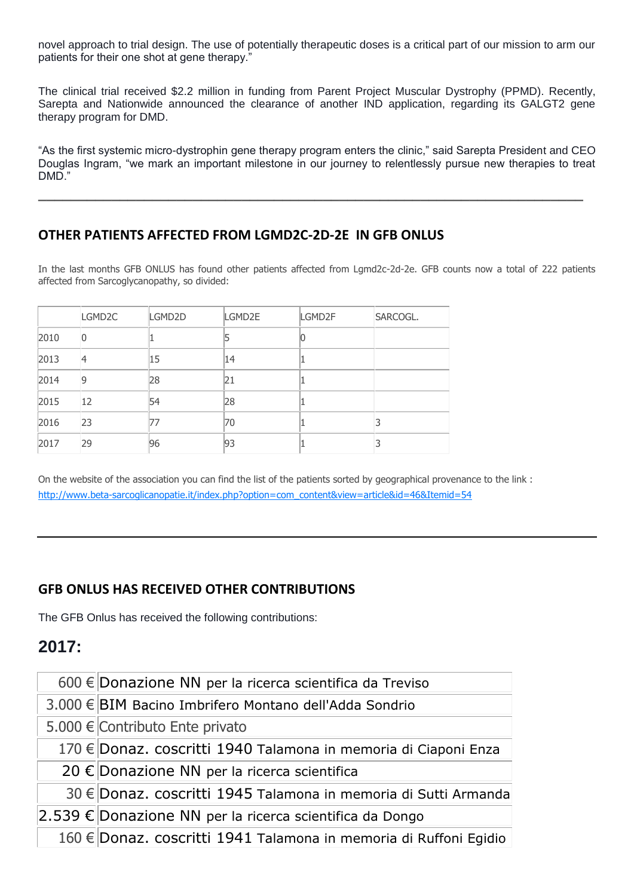novel approach to trial design. The use of potentially therapeutic doses is a critical part of our mission to arm our patients for their one shot at gene therapy."

The clinical trial received $2.2 million in funding from Parent Project Muscular Dystrophy (PPMD). Recently, Sarepta and Nationwide announced the clearance of another IND application, regarding its GALGT2 gene therapy program for DMD.

"As the first systemic micro-dystrophin gene therapy program enters the clinic," said Sarepta President and CEO Douglas Ingram, "we mark an important milestone in our journey to relentlessly pursue new therapies to treat DMD."

---

## OTHER PATIENTS AFFECTED FROM LGMD2C-2D-2E IN GFB ONLUS

In the last months GFB ONLUS has found other patients affected from Lgmd2c-2d-2e. GFB counts now a total of 222 patients affected from Sarcoglycanopathy, so divided:

| | LGMD2C | LGMD2D | LGMD2E | LGMD2F | SARCOGL. |
|---|---|---|---|---|---|
| 2010 | 0 | 1 | 5 | 0 | |
| 2013 | 4 | 15 | 14 | 1 | |
| 2014 | 9 | 28 | 21 | 1 | |
| 2015 | 12 | 54 | 28 | 1 | |
| 2016 | 23 | 77 | 70 | 1 | 3 |
| 2017 | 29 | 96 | 93 | 1 | 3 |

On the website of the association you can find the list of the patients sorted by geographical provenance to the link : http://www.beta-sarcoglicanopatie.it/index.php?option=com_content&view=article&id=46&Itemid=54

---

## GFB ONLUS HAS RECEIVED OTHER CONTRIBUTIONS

The GFB Onlus has received the following contributions:

## 2017:

| | |
|---|---|
| 600 € | Donazione NN per la ricerca scientifica da Treviso |
| 3.000 € | BIM Bacino Imbrifero Montano dell'Adda Sondrio |
| 5.000 € | Contributo Ente privato |
| 170 € | Donaz. coscritti 1940 Talamona in memoria di Ciaponi Enza |
| 20 € | Donazione NN per la ricerca scientifica |
| 30 € | Donaz. coscritti 1945 Talamona in memoria di Sutti Armanda |
| 2.539 € | Donazione NN per la ricerca scientifica da Dongo |
| 160 € | Donaz. coscritti 1941 Talamona in memoria di Ruffoni Egidio |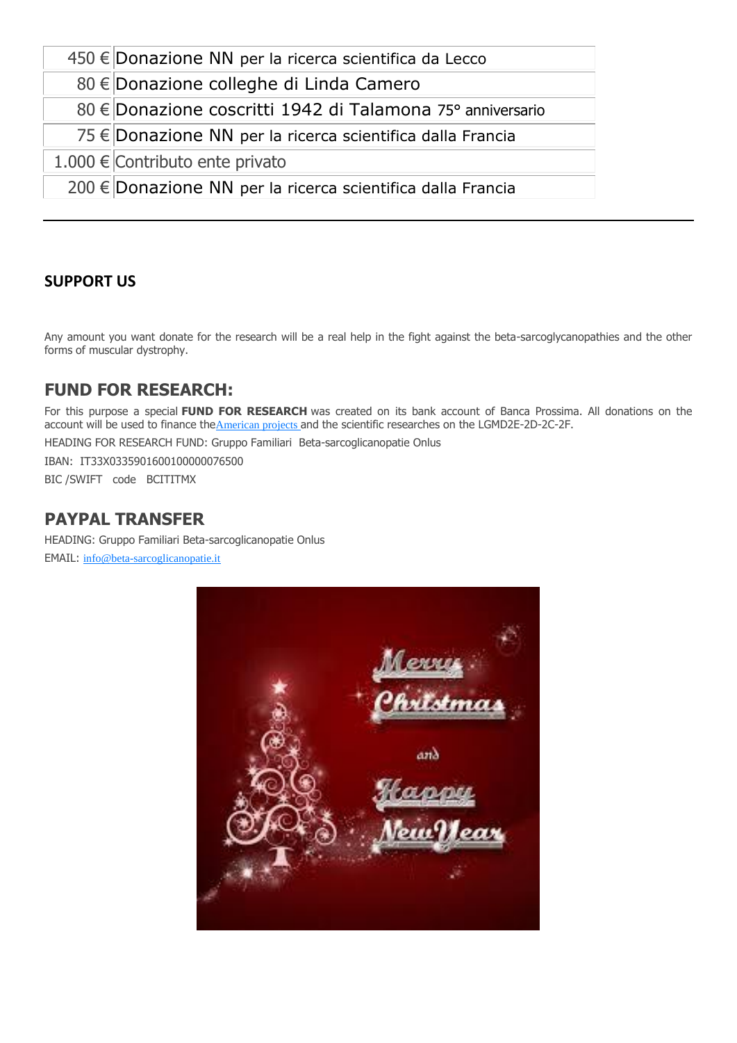| | |
|---|---|
| 450 € | Donazione NN per la ricerca scientifica da Lecco |
| 80 € | Donazione colleghe di Linda Camero |
| 80 € | Donazione coscritti 1942 di Talamona 75° anniversario |
| 75 € | Donazione NN per la ricerca scientifica dalla Francia |
| 1.000 € | Contributo ente privato |
| 200 € | Donazione NN per la ricerca scientifica dalla Francia |

---

**SUPPORT US**

Any amount you want donate for the research will be a real help in the fight against the beta-sarcoglycanopathies and the other forms of muscular dystrophy.

## FUND FOR RESEARCH:

For this purpose a special **FUND FOR RESEARCH** was created on its bank account of Banca Prossima. All donations on the account will be used to finance the American projects and the scientific researches on the LGMD2E-2D-2C-2F.

HEADING FOR RESEARCH FUND: Gruppo Familiari Beta-sarcoglicanopatie Onlus

IBAN: IT33X0335901600100000076500

BIC /SWIFT code BCITITMX

## PAYPAL TRANSFER

HEADING: Gruppo Familiari Beta-sarcoglicanopatie Onlus

EMAIL: info@beta-sarcoglicanopatie.it

Merry Christmas and Happy New Year